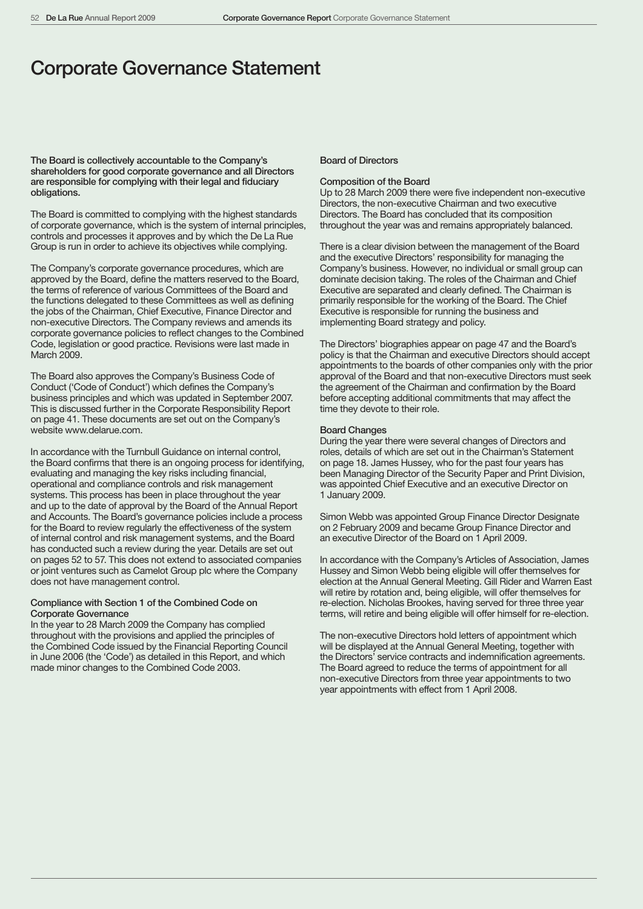# Corporate Governance Statement

**The Board is collectively accountable to the Company's shareholders for good corporate governance and all Directors are responsible for complying with their legal and fiduciary obligations.**

The Board is committed to complying with the highest standards of corporate governance, which is the system of internal principles, controls and processes it approves and by which the De La Rue Group is run in order to achieve its objectives while complying.

The Company's corporate governance procedures, which are approved by the Board, define the matters reserved to the Board, the terms of reference of various Committees of the Board and the functions delegated to these Committees as well as defining the jobs of the Chairman, Chief Executive, Finance Director and non-executive Directors. The Company reviews and amends its corporate governance policies to reflect changes to the Combined Code, legislation or good practice. Revisions were last made in March 2009.

The Board also approves the Company's Business Code of Conduct ('Code of Conduct') which defines the Company's business principles and which was updated in September 2007. This is discussed further in the Corporate Responsibility Report on page 41. These documents are set out on the Company's website www.delarue.com.

In accordance with the Turnbull Guidance on internal control, the Board confirms that there is an ongoing process for identifying, evaluating and managing the key risks including financial, operational and compliance controls and risk management systems. This process has been in place throughout the year and up to the date of approval by the Board of the Annual Report and Accounts. The Board's governance policies include a process for the Board to review regularly the effectiveness of the system of internal control and risk management systems, and the Board has conducted such a review during the year. Details are set out on pages 52 to 57. This does not extend to associated companies or joint ventures such as Camelot Group plc where the Company does not have management control.

### Compliance with Section 1 of the Combined Code on Corporate Governance

In the year to 28 March 2009 the Company has complied throughout with the provisions and applied the principles of the Combined Code issued by the Financial Reporting Council in June 2006 (the 'Code') as detailed in this Report, and which made minor changes to the Combined Code 2003.

## Board of Directors

### Composition of the Board

Up to 28 March 2009 there were five independent non-executive Directors, the non-executive Chairman and two executive Directors. The Board has concluded that its composition throughout the year was and remains appropriately balanced.

There is a clear division between the management of the Board and the executive Directors' responsibility for managing the Company's business. However, no individual or small group can dominate decision taking. The roles of the Chairman and Chief Executive are separated and clearly defined. The Chairman is primarily responsible for the working of the Board. The Chief Executive is responsible for running the business and implementing Board strategy and policy.

The Directors' biographies appear on page 47 and the Board's policy is that the Chairman and executive Directors should accept appointments to the boards of other companies only with the prior approval of the Board and that non-executive Directors must seek the agreement of the Chairman and confirmation by the Board before accepting additional commitments that may affect the time they devote to their role.

### Board Changes

During the year there were several changes of Directors and roles, details of which are set out in the Chairman's Statement on page 18. James Hussey, who for the past four years has been Managing Director of the Security Paper and Print Division, was appointed Chief Executive and an executive Director on 1 January 2009.

Simon Webb was appointed Group Finance Director Designate on 2 February 2009 and became Group Finance Director and an executive Director of the Board on 1 April 2009.

In accordance with the Company's Articles of Association, James Hussey and Simon Webb being eligible will offer themselves for election at the Annual General Meeting. Gill Rider and Warren East will retire by rotation and, being eligible, will offer themselves for re-election. Nicholas Brookes, having served for three three year terms, will retire and being eligible will offer himself for re-election.

The non-executive Directors hold letters of appointment which will be displayed at the Annual General Meeting, together with the Directors' service contracts and indemnification agreements. The Board agreed to reduce the terms of appointment for all non-executive Directors from three year appointments to two year appointments with effect from 1 April 2008.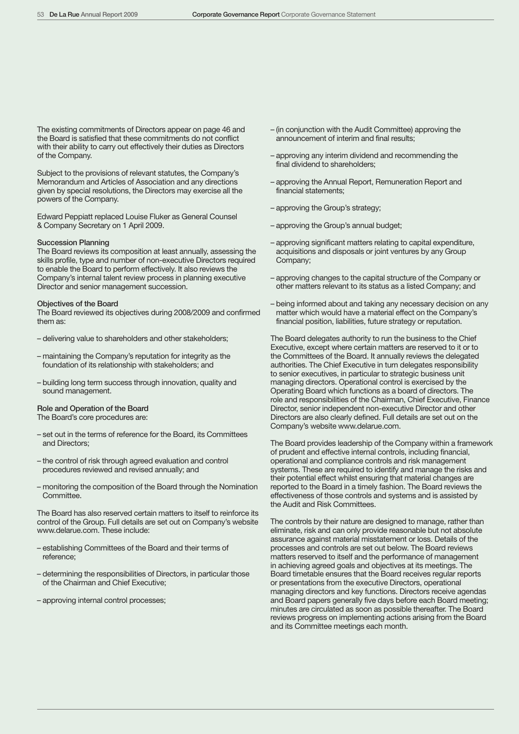The existing commitments of Directors appear on page 46 and the Board is satisfied that these commitments do not conflict with their ability to carry out effectively their duties as Directors of the Company.

Subject to the provisions of relevant statutes, the Company's Memorandum and Articles of Association and any directions given by special resolutions, the Directors may exercise all the powers of the Company.

Edward Peppiatt replaced Louise Fluker as General Counsel & Company Secretary on 1 April 2009.

### Succession Planning

The Board reviews its composition at least annually, assessing the skills profile, type and number of non-executive Directors required to enable the Board to perform effectively. It also reviews the Company's internal talent review process in planning executive Director and senior management succession.

### Objectives of the Board

The Board reviewed its objectives during 2008/2009 and confirmed them as:

- delivering value to shareholders and other stakeholders;
- maintaining the Company's reputation for integrity as the foundation of its relationship with stakeholders; and
- building long term success through innovation, quality and sound management.

### Role and Operation of the Board

The Board's core procedures are:

- set out in the terms of reference for the Board, its Committees and Directors;
- the control of risk through agreed evaluation and control procedures reviewed and revised annually; and
- monitoring the composition of the Board through the Nomination Committee.

The Board has also reserved certain matters to itself to reinforce its control of the Group. Full details are set out on Company's website www.delarue.com. These include:

- establishing Committees of the Board and their terms of reference;
- determining the responsibilities of Directors, in particular those of the Chairman and Chief Executive;
- approving internal control processes;
- (in conjunction with the Audit Committee) approving the announcement of interim and final results;
- approving any interim dividend and recommending the final dividend to shareholders;
- approving the Annual Report, Remuneration Report and financial statements;
- approving the Group's strategy;
- approving the Group's annual budget;
- approving significant matters relating to capital expenditure, acquisitions and disposals or joint ventures by any Group Company;
- approving changes to the capital structure of the Company or other matters relevant to its status as a listed Company; and
- being informed about and taking any necessary decision on any matter which would have a material effect on the Company's financial position, liabilities, future strategy or reputation.

The Board delegates authority to run the business to the Chief Executive, except where certain matters are reserved to it or to the Committees of the Board. It annually reviews the delegated authorities. The Chief Executive in turn delegates responsibility to senior executives, in particular to strategic business unit managing directors. Operational control is exercised by the Operating Board which functions as a board of directors. The role and responsibilities of the Chairman, Chief Executive, Finance Director, senior independent non-executive Director and other Directors are also clearly defined. Full details are set out on the Company's website www.delarue.com.

The Board provides leadership of the Company within a framework of prudent and effective internal controls, including financial, operational and compliance controls and risk management systems. These are required to identify and manage the risks and their potential effect whilst ensuring that material changes are reported to the Board in a timely fashion. The Board reviews the effectiveness of those controls and systems and is assisted by the Audit and Risk Committees.

The controls by their nature are designed to manage, rather than eliminate, risk and can only provide reasonable but not absolute assurance against material misstatement or loss. Details of the processes and controls are set out below. The Board reviews matters reserved to itself and the performance of management in achieving agreed goals and objectives at its meetings. The Board timetable ensures that the Board receives regular reports or presentations from the executive Directors, operational managing directors and key functions. Directors receive agendas and Board papers generally five days before each Board meeting; minutes are circulated as soon as possible thereafter. The Board reviews progress on implementing actions arising from the Board and its Committee meetings each month.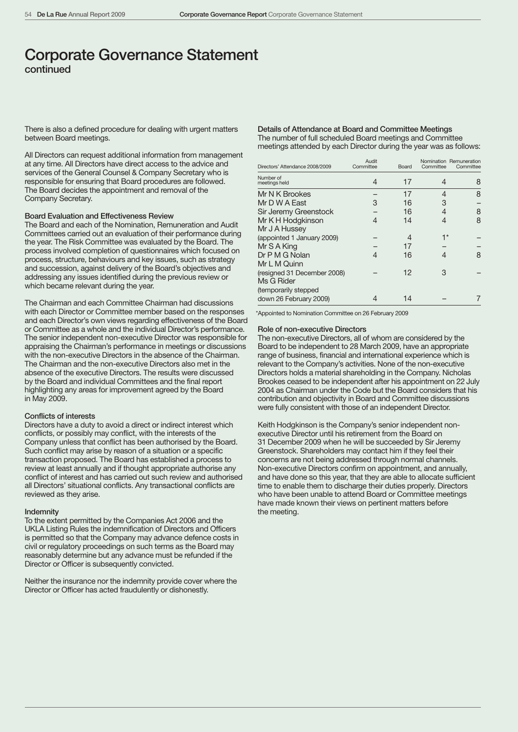# Corporate Governance Statement

continued

There is also a defined procedure for dealing with urgent matters between Board meetings.

All Directors can request additional information from management at any time. All Directors have direct access to the advice and services of the General Counsel & Company Secretary who is responsible for ensuring that Board procedures are followed. The Board decides the appointment and removal of the Company Secretary.

### Board Evaluation and Effectiveness Review

The Board and each of the Nomination, Remuneration and Audit Committees carried out an evaluation of their performance during the year. The Risk Committee was evaluated by the Board. The process involved completion of questionnaires which focused on process, structure, behaviours and key issues, such as strategy and succession, against delivery of the Board's objectives and addressing any issues identified during the previous review or which became relevant during the year.

The Chairman and each Committee Chairman had discussions with each Director or Committee member based on the responses and each Director's own views regarding effectiveness of the Board or Committee as a whole and the individual Director's performance. The senior independent non-executive Director was responsible for appraising the Chairman's performance in meetings or discussions with the non-executive Directors in the absence of the Chairman. The Chairman and the non-executive Directors also met in the absence of the executive Directors. The results were discussed by the Board and individual Committees and the final report highlighting any areas for improvement agreed by the Board in May 2009.

### Conflicts of interests

Directors have a duty to avoid a direct or indirect interest which conflicts, or possibly may conflict, with the interests of the Company unless that conflict has been authorised by the Board. Such conflict may arise by reason of a situation or a specific transaction proposed. The Board has established a process to review at least annually and if thought appropriate authorise any conflict of interest and has carried out such review and authorised all Directors' situational conflicts. Any transactional conflicts are reviewed as they arise.

### Indemnity

To the extent permitted by the Companies Act 2006 and the UKLA Listing Rules the indemnification of Directors and Officers is permitted so that the Company may advance defence costs in civil or regulatory proceedings on such terms as the Board may reasonably determine but any advance must be refunded if the Director or Officer is subsequently convicted.

Neither the insurance nor the indemnity provide cover where the Director or Officer has acted fraudulently or dishonestly.

### Details of Attendance at Board and Committee Meetings

The number of full scheduled Board meetings and Committee meetings attended by each Director during the year was as follows:

| Directors' Attendance 2008/2009 | Audit Committee | Board | Nomination Committee | Remuneration Committee |
|---|---|---|---|---|
| Number of meetings held | 4 | 17 | 4 | 8 |
| Mr N K Brookes | – | 17 | 4 | 8 |
| Mr D W A East | 3 | 16 | 3 | – |
| Sir Jeremy Greenstock | – | 16 | 4 | 8 |
| Mr K H Hodgkinson | 4 | 14 | 4 | 8 |
| Mr J A Hussey (appointed 1 January 2009) | – | 4 | 1* | – |
| Mr S A King | – | 17 | – | – |
| Dr P M G Nolan | 4 | 16 | 4 | 8 |
| Mr L M Quinn (resigned 31 December 2008) | – | 12 | 3 | – |
| Ms G Rider (temporarily stepped down 26 February 2009) | 4 | 14 | – | 7 |

*Appointed to Nomination Committee on 26 February 2009

### Role of non-executive Directors

The non-executive Directors, all of whom are considered by the Board to be independent to 28 March 2009, have an appropriate range of business, financial and international experience which is relevant to the Company's activities. None of the non-executive Directors holds a material shareholding in the Company. Nicholas Brookes ceased to be independent after his appointment on 22 July 2004 as Chairman under the Code but the Board considers that his contribution and objectivity in Board and Committee discussions were fully consistent with those of an independent Director.

Keith Hodgkinson is the Company's senior independent non-executive Director until his retirement from the Board on 31 December 2009 when he will be succeeded by Sir Jeremy Greenstock. Shareholders may contact him if they feel their concerns are not being addressed through normal channels. Non-executive Directors confirm on appointment, and annually, and have done so this year, that they are able to allocate sufficient time to enable them to discharge their duties properly. Directors who have been unable to attend Board or Committee meetings have made known their views on pertinent matters before the meeting.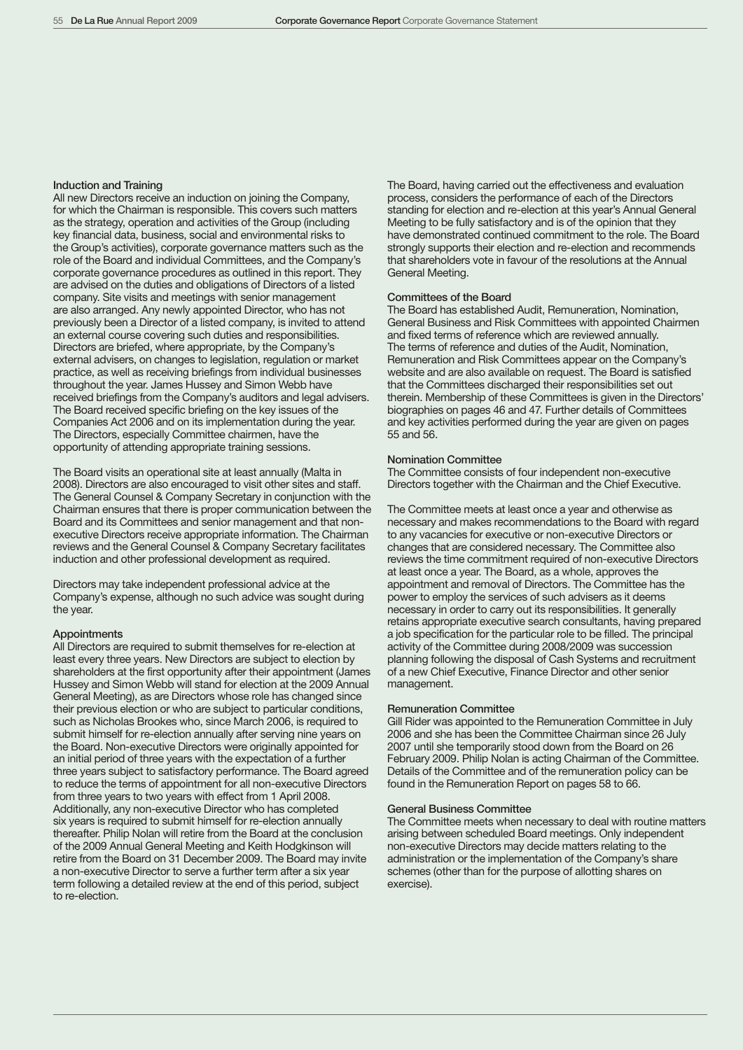#### Induction and Training

All new Directors receive an induction on joining the Company, for which the Chairman is responsible. This covers such matters as the strategy, operation and activities of the Group (including key financial data, business, social and environmental risks to the Group's activities), corporate governance matters such as the role of the Board and individual Committees, and the Company's corporate governance procedures as outlined in this report. They are advised on the duties and obligations of Directors of a listed company. Site visits and meetings with senior management are also arranged. Any newly appointed Director, who has not previously been a Director of a listed company, is invited to attend an external course covering such duties and responsibilities. Directors are briefed, where appropriate, by the Company's external advisers, on changes to legislation, regulation or market practice, as well as receiving briefings from individual businesses throughout the year. James Hussey and Simon Webb have received briefings from the Company's auditors and legal advisers. The Board received specific briefing on the key issues of the Companies Act 2006 and on its implementation during the year. The Directors, especially Committee chairmen, have the opportunity of attending appropriate training sessions.

The Board visits an operational site at least annually (Malta in 2008). Directors are also encouraged to visit other sites and staff. The General Counsel & Company Secretary in conjunction with the Chairman ensures that there is proper communication between the Board and its Committees and senior management and that non-executive Directors receive appropriate information. The Chairman reviews and the General Counsel & Company Secretary facilitates induction and other professional development as required.

Directors may take independent professional advice at the Company's expense, although no such advice was sought during the year.

#### Appointments

All Directors are required to submit themselves for re-election at least every three years. New Directors are subject to election by shareholders at the first opportunity after their appointment (James Hussey and Simon Webb will stand for election at the 2009 Annual General Meeting), as are Directors whose role has changed since their previous election or who are subject to particular conditions, such as Nicholas Brookes who, since March 2006, is required to submit himself for re-election annually after serving nine years on the Board. Non-executive Directors were originally appointed for an initial period of three years with the expectation of a further three years subject to satisfactory performance. The Board agreed to reduce the terms of appointment for all non-executive Directors from three years to two years with effect from 1 April 2008. Additionally, any non-executive Director who has completed six years is required to submit himself for re-election annually thereafter. Philip Nolan will retire from the Board at the conclusion of the 2009 Annual General Meeting and Keith Hodgkinson will retire from the Board on 31 December 2009. The Board may invite a non-executive Director to serve a further term after a six year term following a detailed review at the end of this period, subject to re-election.

The Board, having carried out the effectiveness and evaluation process, considers the performance of each of the Directors standing for election and re-election at this year's Annual General Meeting to be fully satisfactory and is of the opinion that they have demonstrated continued commitment to the role. The Board strongly supports their election and re-election and recommends that shareholders vote in favour of the resolutions at the Annual General Meeting.

#### Committees of the Board

The Board has established Audit, Remuneration, Nomination, General Business and Risk Committees with appointed Chairmen and fixed terms of reference which are reviewed annually. The terms of reference and duties of the Audit, Nomination, Remuneration and Risk Committees appear on the Company's website and are also available on request. The Board is satisfied that the Committees discharged their responsibilities set out therein. Membership of these Committees is given in the Directors' biographies on pages 46 and 47. Further details of Committees and key activities performed during the year are given on pages 55 and 56.

#### Nomination Committee

The Committee consists of four independent non-executive Directors together with the Chairman and the Chief Executive.

The Committee meets at least once a year and otherwise as necessary and makes recommendations to the Board with regard to any vacancies for executive or non-executive Directors or changes that are considered necessary. The Committee also reviews the time commitment required of non-executive Directors at least once a year. The Board, as a whole, approves the appointment and removal of Directors. The Committee has the power to employ the services of such advisers as it deems necessary in order to carry out its responsibilities. It generally retains appropriate executive search consultants, having prepared a job specification for the particular role to be filled. The principal activity of the Committee during 2008/2009 was succession planning following the disposal of Cash Systems and recruitment of a new Chief Executive, Finance Director and other senior management.

#### Remuneration Committee

Gill Rider was appointed to the Remuneration Committee in July 2006 and she has been the Committee Chairman since 26 July 2007 until she temporarily stood down from the Board on 26 February 2009. Philip Nolan is acting Chairman of the Committee. Details of the Committee and of the remuneration policy can be found in the Remuneration Report on pages 58 to 66.

#### General Business Committee

The Committee meets when necessary to deal with routine matters arising between scheduled Board meetings. Only independent non-executive Directors may decide matters relating to the administration or the implementation of the Company's share schemes (other than for the purpose of allotting shares on exercise).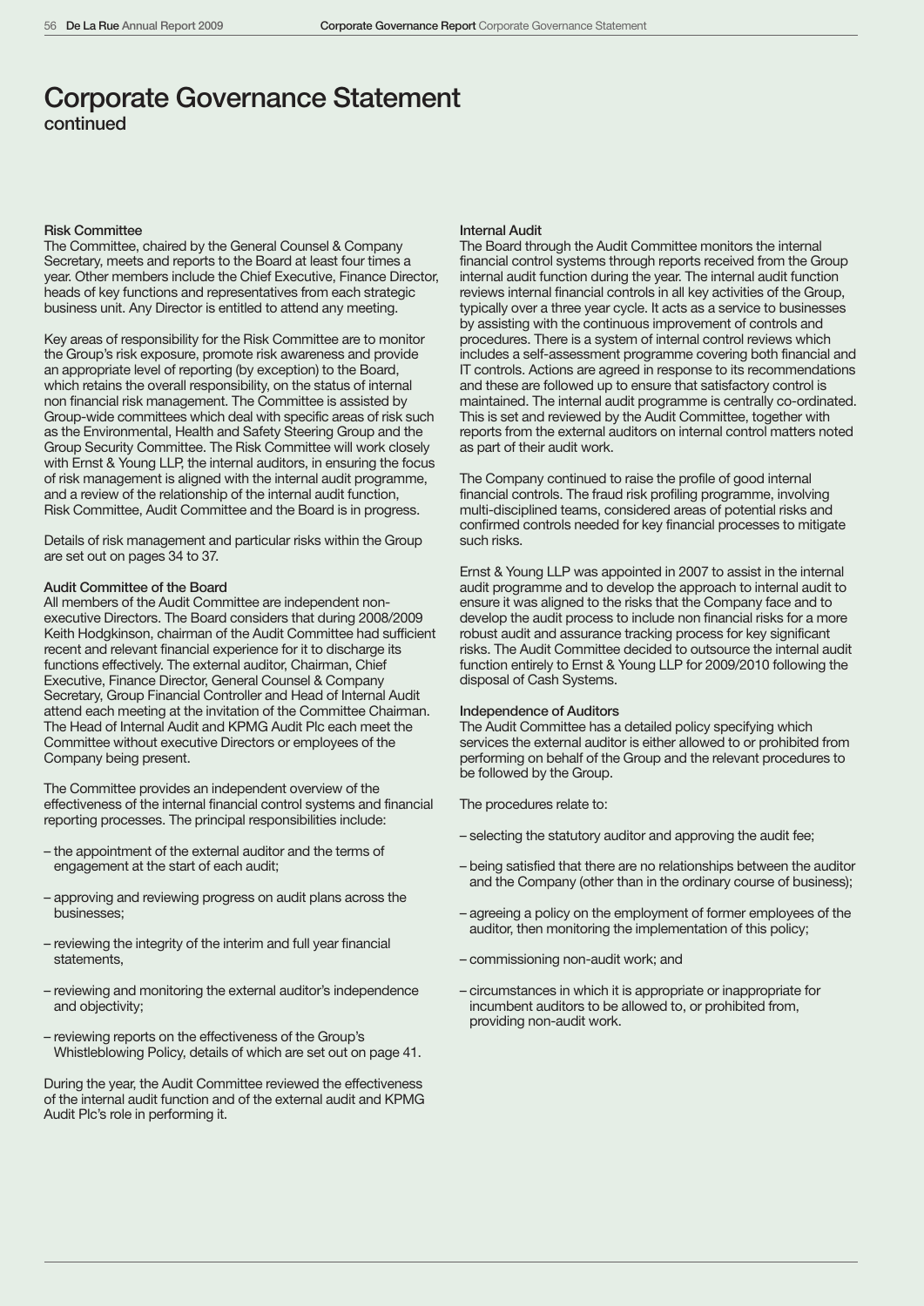# Corporate Governance Statement
continued

### Risk Committee

The Committee, chaired by the General Counsel & Company Secretary, meets and reports to the Board at least four times a year. Other members include the Chief Executive, Finance Director, heads of key functions and representatives from each strategic business unit. Any Director is entitled to attend any meeting.

Key areas of responsibility for the Risk Committee are to monitor the Group's risk exposure, promote risk awareness and provide an appropriate level of reporting (by exception) to the Board, which retains the overall responsibility, on the status of internal non financial risk management. The Committee is assisted by Group-wide committees which deal with specific areas of risk such as the Environmental, Health and Safety Steering Group and the Group Security Committee. The Risk Committee will work closely with Ernst & Young LLP, the internal auditors, in ensuring the focus of risk management is aligned with the internal audit programme, and a review of the relationship of the internal audit function, Risk Committee, Audit Committee and the Board is in progress.

Details of risk management and particular risks within the Group are set out on pages 34 to 37.

### Audit Committee of the Board

All members of the Audit Committee are independent non-executive Directors. The Board considers that during 2008/2009 Keith Hodgkinson, chairman of the Audit Committee had sufficient recent and relevant financial experience for it to discharge its functions effectively. The external auditor, Chairman, Chief Executive, Finance Director, General Counsel & Company Secretary, Group Financial Controller and Head of Internal Audit attend each meeting at the invitation of the Committee Chairman. The Head of Internal Audit and KPMG Audit Plc each meet the Committee without executive Directors or employees of the Company being present.

The Committee provides an independent overview of the effectiveness of the internal financial control systems and financial reporting processes. The principal responsibilities include:

- the appointment of the external auditor and the terms of engagement at the start of each audit;
- approving and reviewing progress on audit plans across the businesses;
- reviewing the integrity of the interim and full year financial statements,
- reviewing and monitoring the external auditor's independence and objectivity;
- reviewing reports on the effectiveness of the Group's Whistleblowing Policy, details of which are set out on page 41.

During the year, the Audit Committee reviewed the effectiveness of the internal audit function and of the external audit and KPMG Audit Plc's role in performing it.

### Internal Audit

The Board through the Audit Committee monitors the internal financial control systems through reports received from the Group internal audit function during the year. The internal audit function reviews internal financial controls in all key activities of the Group, typically over a three year cycle. It acts as a service to businesses by assisting with the continuous improvement of controls and procedures. There is a system of internal control reviews which includes a self-assessment programme covering both financial and IT controls. Actions are agreed in response to its recommendations and these are followed up to ensure that satisfactory control is maintained. The internal audit programme is centrally co-ordinated. This is set and reviewed by the Audit Committee, together with reports from the external auditors on internal control matters noted as part of their audit work.

The Company continued to raise the profile of good internal financial controls. The fraud risk profiling programme, involving multi-disciplined teams, considered areas of potential risks and confirmed controls needed for key financial processes to mitigate such risks.

Ernst & Young LLP was appointed in 2007 to assist in the internal audit programme and to develop the approach to internal audit to ensure it was aligned to the risks that the Company face and to develop the audit process to include non financial risks for a more robust audit and assurance tracking process for key significant risks. The Audit Committee decided to outsource the internal audit function entirely to Ernst & Young LLP for 2009/2010 following the disposal of Cash Systems.

### Independence of Auditors

The Audit Committee has a detailed policy specifying which services the external auditor is either allowed to or prohibited from performing on behalf of the Group and the relevant procedures to be followed by the Group.

The procedures relate to:

- selecting the statutory auditor and approving the audit fee;
- being satisfied that there are no relationships between the auditor and the Company (other than in the ordinary course of business);
- agreeing a policy on the employment of former employees of the auditor, then monitoring the implementation of this policy;
- commissioning non-audit work; and
- circumstances in which it is appropriate or inappropriate for incumbent auditors to be allowed to, or prohibited from, providing non-audit work.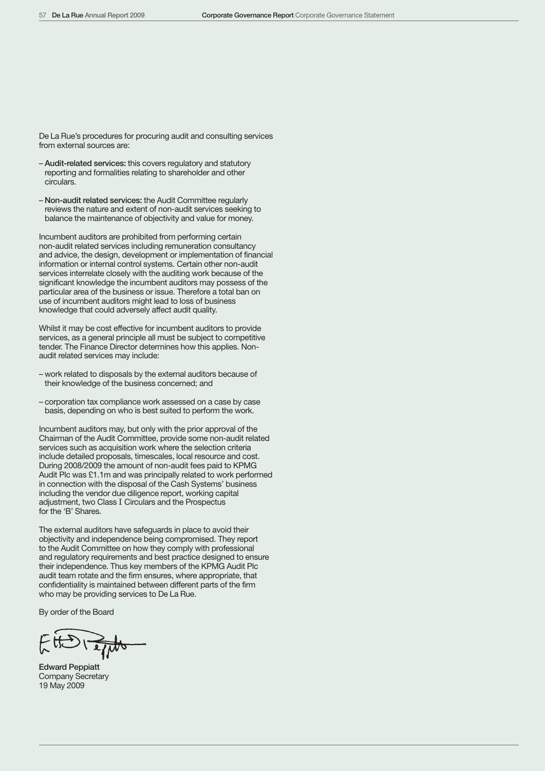De La Rue's procedures for procuring audit and consulting services from external sources are:

- **Audit-related services:** this covers regulatory and statutory reporting and formalities relating to shareholder and other circulars.
- **Non-audit related services:** the Audit Committee regularly reviews the nature and extent of non-audit services seeking to balance the maintenance of objectivity and value for money.

Incumbent auditors are prohibited from performing certain non-audit related services including remuneration consultancy and advice, the design, development or implementation of financial information or internal control systems. Certain other non-audit services interrelate closely with the auditing work because of the significant knowledge the incumbent auditors may possess of the particular area of the business or issue. Therefore a total ban on use of incumbent auditors might lead to loss of business knowledge that could adversely affect audit quality.

Whilst it may be cost effective for incumbent auditors to provide services, as a general principle all must be subject to competitive tender. The Finance Director determines how this applies. Non-audit related services may include:

- work related to disposals by the external auditors because of their knowledge of the business concerned; and
- corporation tax compliance work assessed on a case by case basis, depending on who is best suited to perform the work.

Incumbent auditors may, but only with the prior approval of the Chairman of the Audit Committee, provide some non-audit related services such as acquisition work where the selection criteria include detailed proposals, timescales, local resource and cost. During 2008/2009 the amount of non-audit fees paid to KPMG Audit Plc was £1.1m and was principally related to work performed in connection with the disposal of the Cash Systems' business including the vendor due diligence report, working capital adjustment, two Class I Circulars and the Prospectus for the 'B' Shares.

The external auditors have safeguards in place to avoid their objectivity and independence being compromised. They report to the Audit Committee on how they comply with professional and regulatory requirements and best practice designed to ensure their independence. Thus key members of the KPMG Audit Plc audit team rotate and the firm ensures, where appropriate, that confidentiality is maintained between different parts of the firm who may be providing services to De La Rue.

By order of the Board

**Edward Peppiatt**
Company Secretary
19 May 2009